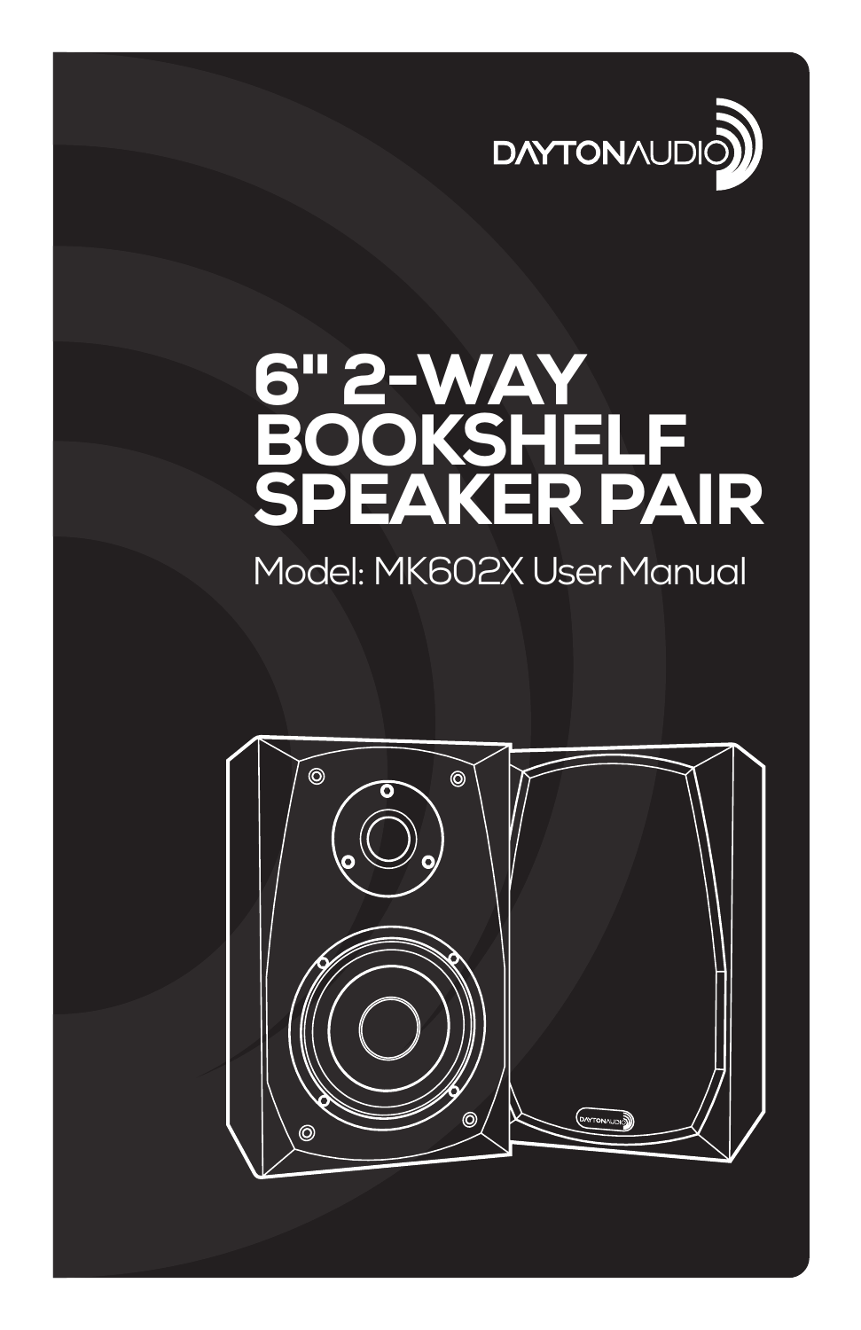DAYTONAUDIO

# 6" 2-WAY BOOKSHELF SPEAKER PAIR

Model: MK602X User Manual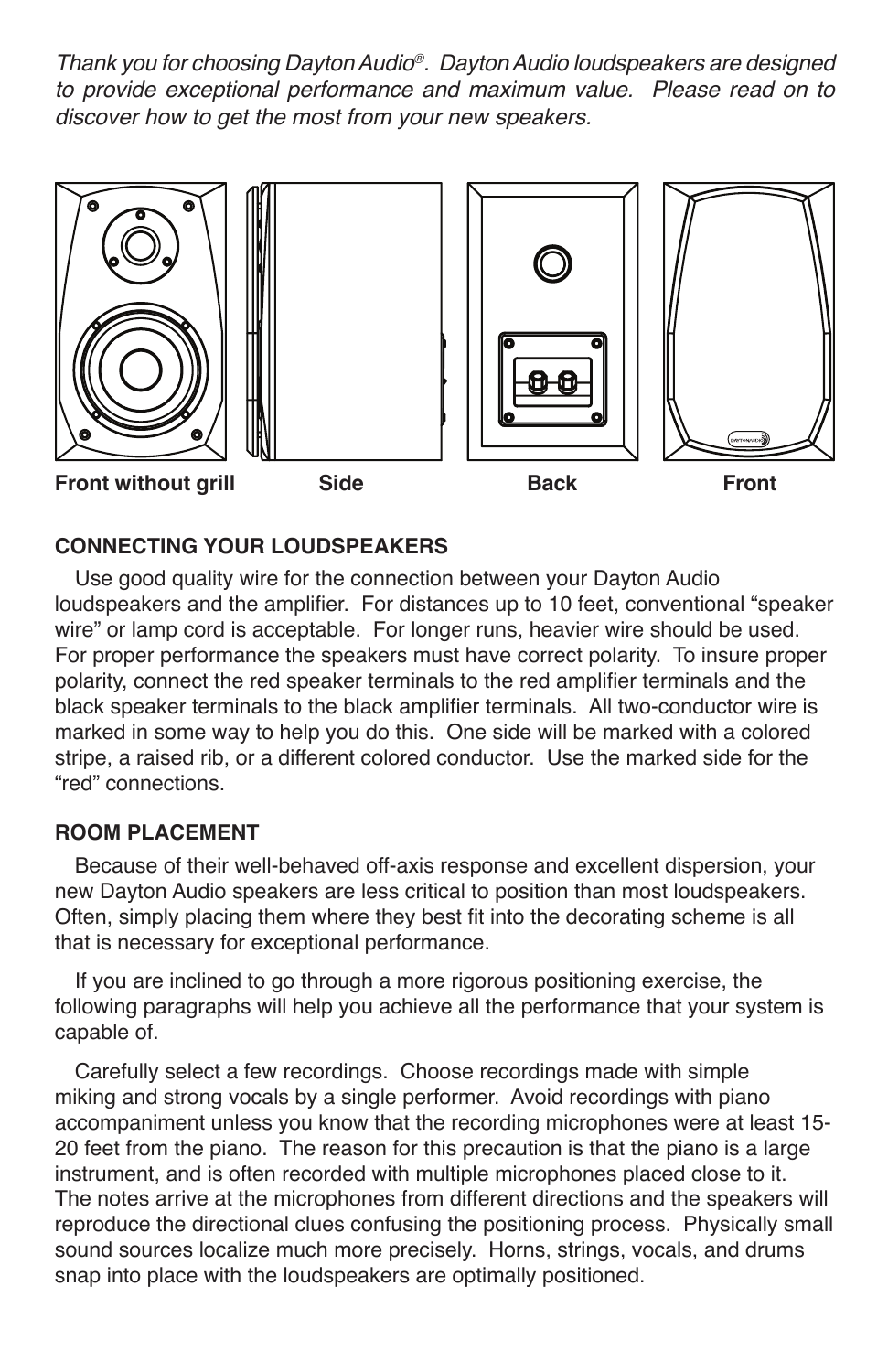*Thank you for choosing Dayton Audio®. Dayton Audio loudspeakers are designed to provide exceptional performance and maximum value. Please read on to discover how to get the most from your new speakers.*

**Front without grill** **Side** **Back** **Front**

**CONNECTING YOUR LOUDSPEAKERS**

Use good quality wire for the connection between your Dayton Audio loudspeakers and the amplifier. For distances up to 10 feet, conventional "speaker wire" or lamp cord is acceptable. For longer runs, heavier wire should be used. For proper performance the speakers must have correct polarity. To insure proper polarity, connect the red speaker terminals to the red amplifier terminals and the black speaker terminals to the black amplifier terminals. All two-conductor wire is marked in some way to help you do this. One side will be marked with a colored stripe, a raised rib, or a different colored conductor. Use the marked side for the "red" connections.

**ROOM PLACEMENT**

Because of their well-behaved off-axis response and excellent dispersion, your new Dayton Audio speakers are less critical to position than most loudspeakers. Often, simply placing them where they best fit into the decorating scheme is all that is necessary for exceptional performance.

If you are inclined to go through a more rigorous positioning exercise, the following paragraphs will help you achieve all the performance that your system is capable of.

Carefully select a few recordings. Choose recordings made with simple miking and strong vocals by a single performer. Avoid recordings with piano accompaniment unless you know that the recording microphones were at least 15-20 feet from the piano. The reason for this precaution is that the piano is a large instrument, and is often recorded with multiple microphones placed close to it. The notes arrive at the microphones from different directions and the speakers will reproduce the directional clues confusing the positioning process. Physically small sound sources localize much more precisely. Horns, strings, vocals, and drums snap into place with the loudspeakers are optimally positioned.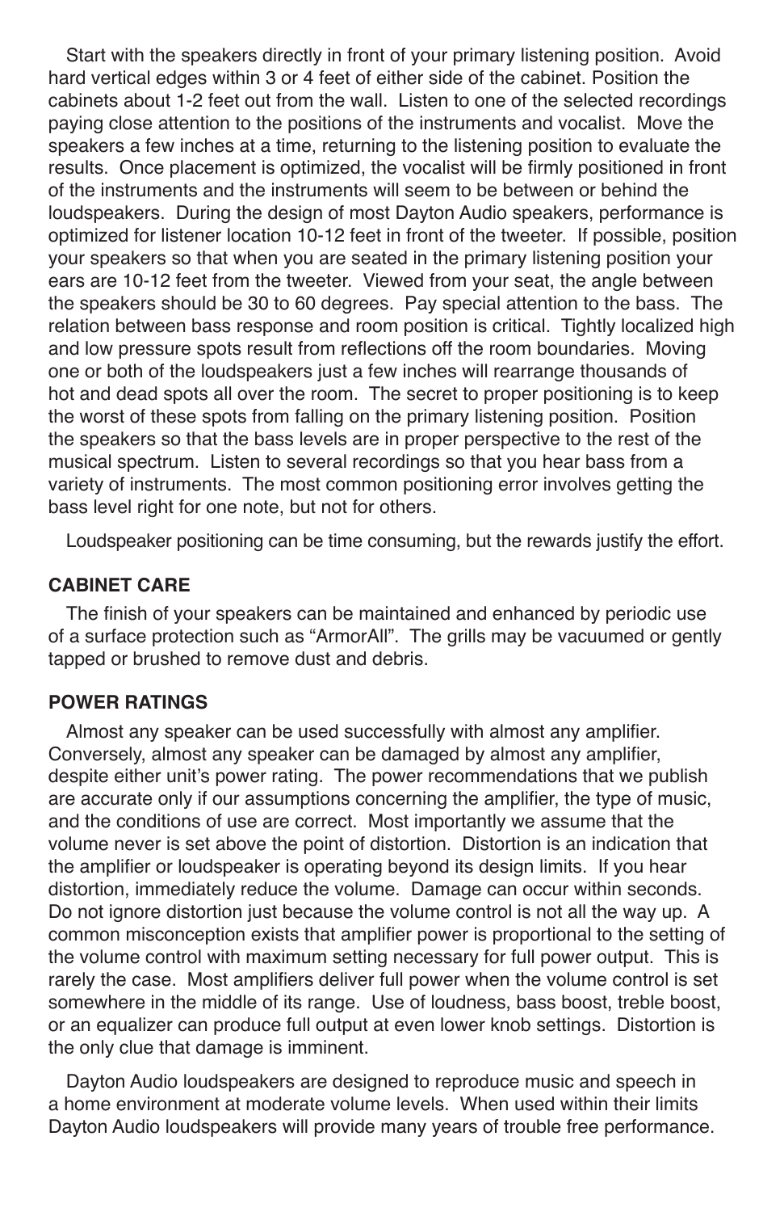Start with the speakers directly in front of your primary listening position. Avoid hard vertical edges within 3 or 4 feet of either side of the cabinet. Position the cabinets about 1-2 feet out from the wall. Listen to one of the selected recordings paying close attention to the positions of the instruments and vocalist. Move the speakers a few inches at a time, returning to the listening position to evaluate the results. Once placement is optimized, the vocalist will be firmly positioned in front of the instruments and the instruments will seem to be between or behind the loudspeakers. During the design of most Dayton Audio speakers, performance is optimized for listener location 10-12 feet in front of the tweeter. If possible, position your speakers so that when you are seated in the primary listening position your ears are 10-12 feet from the tweeter. Viewed from your seat, the angle between the speakers should be 30 to 60 degrees. Pay special attention to the bass. The relation between bass response and room position is critical. Tightly localized high and low pressure spots result from reflections off the room boundaries. Moving one or both of the loudspeakers just a few inches will rearrange thousands of hot and dead spots all over the room. The secret to proper positioning is to keep the worst of these spots from falling on the primary listening position. Position the speakers so that the bass levels are in proper perspective to the rest of the musical spectrum. Listen to several recordings so that you hear bass from a variety of instruments. The most common positioning error involves getting the bass level right for one note, but not for others.

Loudspeaker positioning can be time consuming, but the rewards justify the effort.

## CABINET CARE

The finish of your speakers can be maintained and enhanced by periodic use of a surface protection such as "ArmorAll". The grills may be vacuumed or gently tapped or brushed to remove dust and debris.

## POWER RATINGS

Almost any speaker can be used successfully with almost any amplifier. Conversely, almost any speaker can be damaged by almost any amplifier, despite either unit's power rating. The power recommendations that we publish are accurate only if our assumptions concerning the amplifier, the type of music, and the conditions of use are correct. Most importantly we assume that the volume never is set above the point of distortion. Distortion is an indication that the amplifier or loudspeaker is operating beyond its design limits. If you hear distortion, immediately reduce the volume. Damage can occur within seconds. Do not ignore distortion just because the volume control is not all the way up. A common misconception exists that amplifier power is proportional to the setting of the volume control with maximum setting necessary for full power output. This is rarely the case. Most amplifiers deliver full power when the volume control is set somewhere in the middle of its range. Use of loudness, bass boost, treble boost, or an equalizer can produce full output at even lower knob settings. Distortion is the only clue that damage is imminent.

Dayton Audio loudspeakers are designed to reproduce music and speech in a home environment at moderate volume levels. When used within their limits Dayton Audio loudspeakers will provide many years of trouble free performance.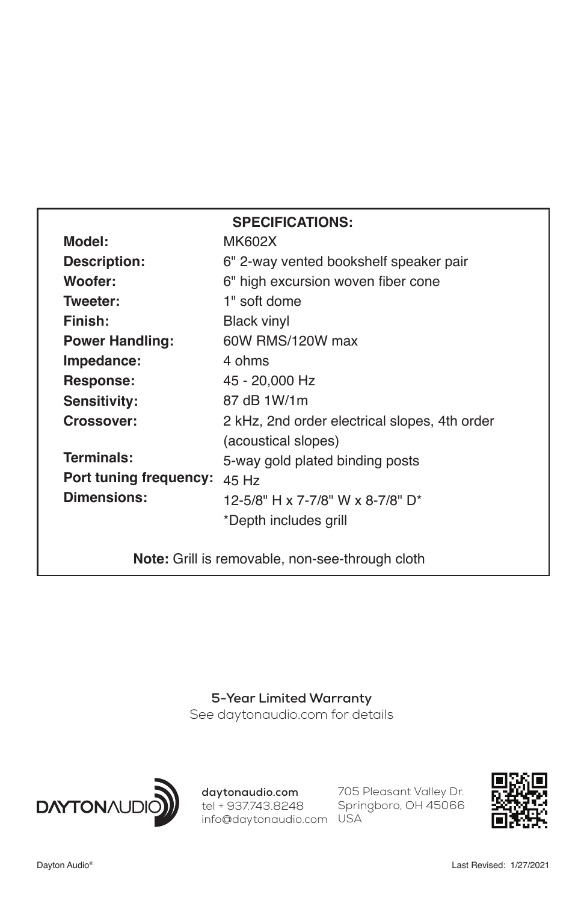## SPECIFICATIONS:

| | |
|---|---|
| **Model:** | MK602X |
| **Description:** | 6" 2-way vented bookshelf speaker pair |
| **Woofer:** | 6" high excursion woven fiber cone |
| **Tweeter:** | 1" soft dome |
| **Finish:** | Black vinyl |
| **Power Handling:** | 60W RMS/120W max |
| **Impedance:** | 4 ohms |
| **Response:** | 45 - 20,000 Hz |
| **Sensitivity:** | 87 dB 1W/1m |
| **Crossover:** | 2 kHz, 2nd order electrical slopes, 4th order (acoustical slopes) |
| **Terminals:** | 5-way gold plated binding posts |
| **Port tuning frequency:** | 45 Hz |
| **Dimensions:** | 12-5/8" H x 7-7/8" W x 8-7/8" D* |
| | *Depth includes grill |

**Note:** Grill is removable, non-see-through cloth

**5-Year Limited Warranty**

See daytonaudio.com for details

DAYTONAUDIO

**daytonaudio.com**
tel + 937.743.8248
info@daytonaudio.com

705 Pleasant Valley Dr.
Springboro, OH 45066
USA

Dayton Audio®

Last Revised: 1/27/2021